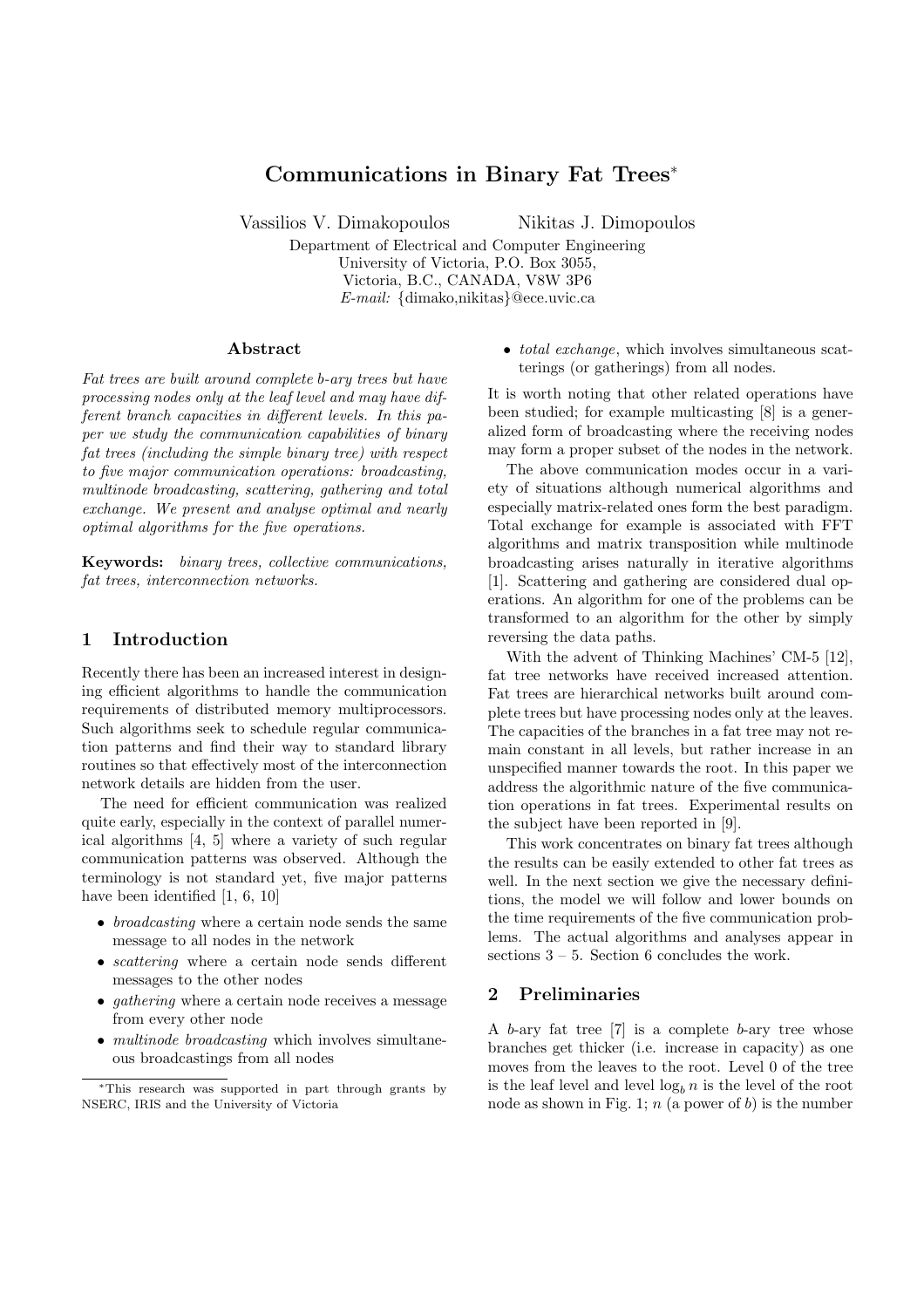# Communications in Binary Fat Trees*

Vassilios V. Dimakopoulos  Nikitas J. Dimopoulos

Department of Electrical and Computer Engineering
University of Victoria, P.O. Box 3055,
Victoria, B.C., CANADA, V8W 3P6
*E-mail:* {dimako,nikitas}@ece.uvic.ca

## Abstract

*Fat trees are built around complete b-ary trees but have processing nodes only at the leaf level and may have different branch capacities in different levels. In this paper we study the communication capabilities of binary fat trees (including the simple binary tree) with respect to five major communication operations: broadcasting, multinode broadcasting, scattering, gathering and total exchange. We present and analyse optimal and nearly optimal algorithms for the five operations.*

**Keywords:** *binary trees, collective communications, fat trees, interconnection networks.*

## 1 Introduction

Recently there has been an increased interest in designing efficient algorithms to handle the communication requirements of distributed memory multiprocessors. Such algorithms seek to schedule regular communication patterns and find their way to standard library routines so that effectively most of the interconnection network details are hidden from the user.

The need for efficient communication was realized quite early, especially in the context of parallel numerical algorithms [4, 5] where a variety of such regular communication patterns was observed. Although the terminology is not standard yet, five major patterns have been identified [1, 6, 10]

- *broadcasting* where a certain node sends the same message to all nodes in the network
- *scattering* where a certain node sends different messages to the other nodes
- *gathering* where a certain node receives a message from every other node
- *multinode broadcasting* which involves simultaneous broadcastings from all nodes
- *total exchange*, which involves simultaneous scatterings (or gatherings) from all nodes.

It is worth noting that other related operations have been studied; for example multicasting [8] is a generalized form of broadcasting where the receiving nodes may form a proper subset of the nodes in the network.

The above communication modes occur in a variety of situations although numerical algorithms and especially matrix-related ones form the best paradigm. Total exchange for example is associated with FFT algorithms and matrix transposition while multinode broadcasting arises naturally in iterative algorithms [1]. Scattering and gathering are considered dual operations. An algorithm for one of the problems can be transformed to an algorithm for the other by simply reversing the data paths.

With the advent of Thinking Machines' CM-5 [12], fat tree networks have received increased attention. Fat trees are hierarchical networks built around complete trees but have processing nodes only at the leaves. The capacities of the branches in a fat tree may not remain constant in all levels, but rather increase in an unspecified manner towards the root. In this paper we address the algorithmic nature of the five communication operations in fat trees. Experimental results on the subject have been reported in [9].

This work concentrates on binary fat trees although the results can be easily extended to other fat trees as well. In the next section we give the necessary definitions, the model we will follow and lower bounds on the time requirements of the five communication problems. The actual algorithms and analyses appear in sections 3 – 5. Section 6 concludes the work.

## 2 Preliminaries

A $b$-ary fat tree [7] is a complete $b$-ary tree whose branches get thicker (i.e. increase in capacity) as one moves from the leaves to the root. Level 0 of the tree is the leaf level and level $\log_b n$ is the level of the root node as shown in Fig. 1; $n$ (a power of $b$) is the number

*This research was supported in part through grants by NSERC, IRIS and the University of Victoria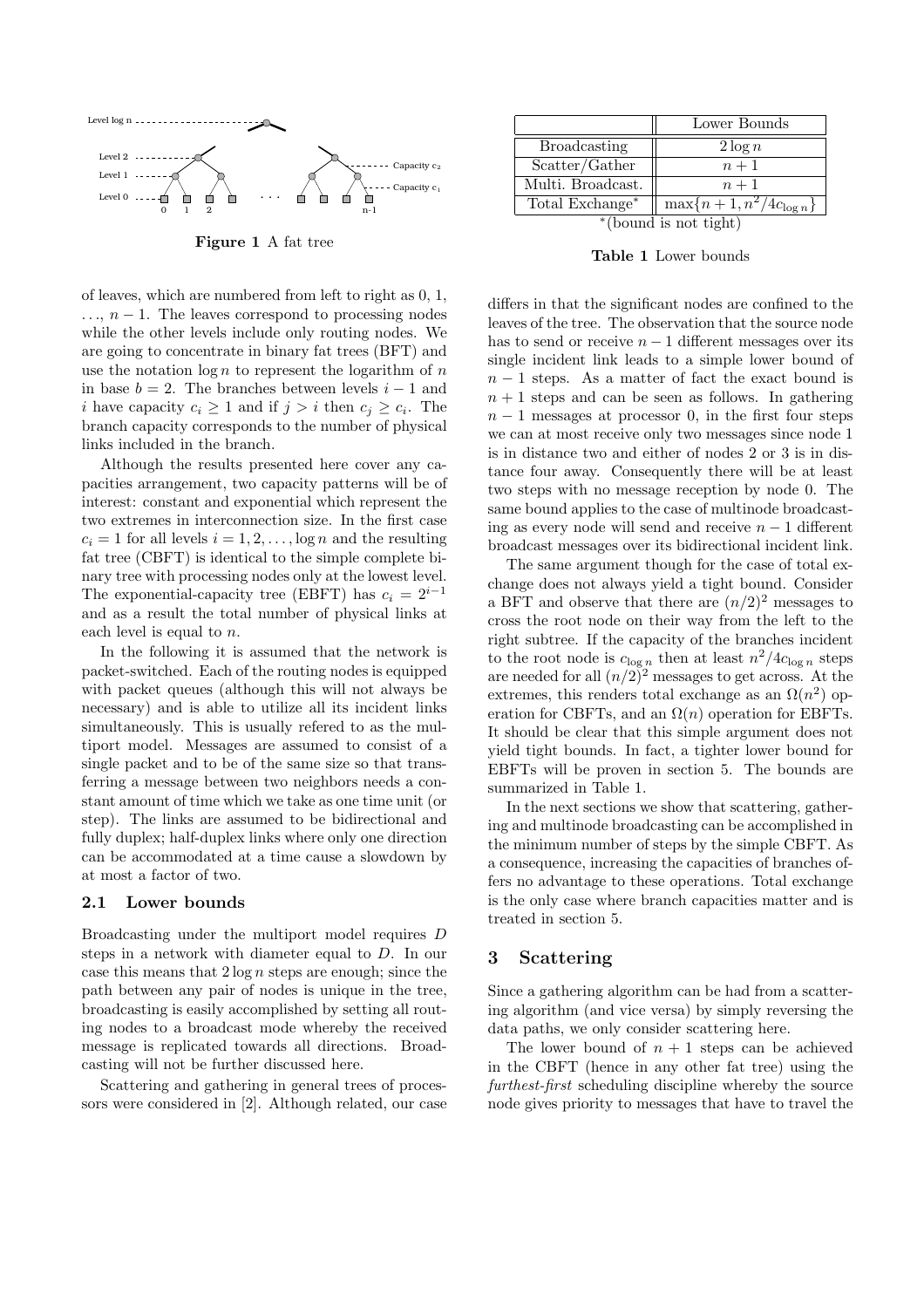**Figure 1** A fat tree

of leaves, which are numbered from left to right as 0, 1, ..., $n-1$. The leaves correspond to processing nodes while the other levels include only routing nodes. We are going to concentrate in binary fat trees (BFT) and use the notation $\log n$ to represent the logarithm of $n$ in base $b = 2$. The branches between levels $i-1$ and $i$ have capacity $c_i \geq 1$ and if $j > i$ then $c_j \geq c_i$. The branch capacity corresponds to the number of physical links included in the branch.

Although the results presented here cover any capacities arrangement, two capacity patterns will be of interest: constant and exponential which represent the two extremes in interconnection size. In the first case $c_i = 1$ for all levels $i = 1, 2, \ldots, \log n$ and the resulting fat tree (CBFT) is identical to the simple complete binary tree with processing nodes only at the lowest level. The exponential-capacity tree (EBFT) has $c_i = 2^{i-1}$ and as a result the total number of physical links at each level is equal to $n$.

In the following it is assumed that the network is packet-switched. Each of the routing nodes is equipped with packet queues (although this will not always be necessary) and is able to utilize all its incident links simultaneously. This is usually refered to as the multiport model. Messages are assumed to consist of a single packet and to be of the same size so that transferring a message between two neighbors needs a constant amount of time which we take as one time unit (or step). The links are assumed to be bidirectional and fully duplex; half-duplex links where only one direction can be accommodated at a time cause a slowdown by at most a factor of two.

### 2.1 Lower bounds

Broadcasting under the multiport model requires $D$ steps in a network with diameter equal to $D$. In our case this means that $2 \log n$ steps are enough; since the path between any pair of nodes is unique in the tree, broadcasting is easily accomplished by setting all routing nodes to a broadcast mode whereby the received message is replicated towards all directions. Broadcasting will not be further discussed here.

Scattering and gathering in general trees of processors were considered in [2]. Although related, our case differs in that the significant nodes are confined to the leaves of the tree. The observation that the source node has to send or receive $n-1$ different messages over its single incident link leads to a simple lower bound of $n-1$ steps. As a matter of fact the exact bound is $n+1$ steps and can be seen as follows. In gathering $n-1$ messages at processor 0, in the first four steps we can at most receive only two messages since node 1 is in distance two and either of nodes 2 or 3 is in distance four away. Consequently there will be at least two steps with no message reception by node 0. The same bound applies to the case of multinode broadcasting as every node will send and receive $n-1$ different broadcast messages over its bidirectional incident link.

The same argument though for the case of total exchange does not always yield a tight bound. Consider a BFT and observe that there are $(n/2)^2$ messages to cross the root node on their way from the left to the right subtree. If the capacity of the branches incident to the root node is $c_{\log n}$ then at least $n^2/4c_{\log n}$ steps are needed for all $(n/2)^2$ messages to get across. At the extremes, this renders total exchange as an $\Omega(n^2)$ operation for CBFTs, and an $\Omega(n)$ operation for EBFTs. It should be clear that this simple argument does not yield tight bounds. In fact, a tighter lower bound for EBFTs will be proven in section 5. The bounds are summarized in Table 1.

| | Lower Bounds |
|---|---|
| Broadcasting | $2 \log n$ |
| Scatter/Gather | $n+1$ |
| Multi. Broadcast. | $n+1$ |
| Total Exchange* | $\max\{n+1, n^2/4c_{\log n}\}$ |

*(bound is not tight)

**Table 1** Lower bounds

In the next sections we show that scattering, gathering and multinode broadcasting can be accomplished in the minimum number of steps by the simple CBFT. As a consequence, increasing the capacities of branches offers no advantage to these operations. Total exchange is the only case where branch capacities matter and is treated in section 5.

## 3 Scattering

Since a gathering algorithm can be had from a scattering algorithm (and vice versa) by simply reversing the data paths, we only consider scattering here.

The lower bound of $n+1$ steps can be achieved in the CBFT (hence in any other fat tree) using the *furthest-first* scheduling discipline whereby the source node gives priority to messages that have to travel the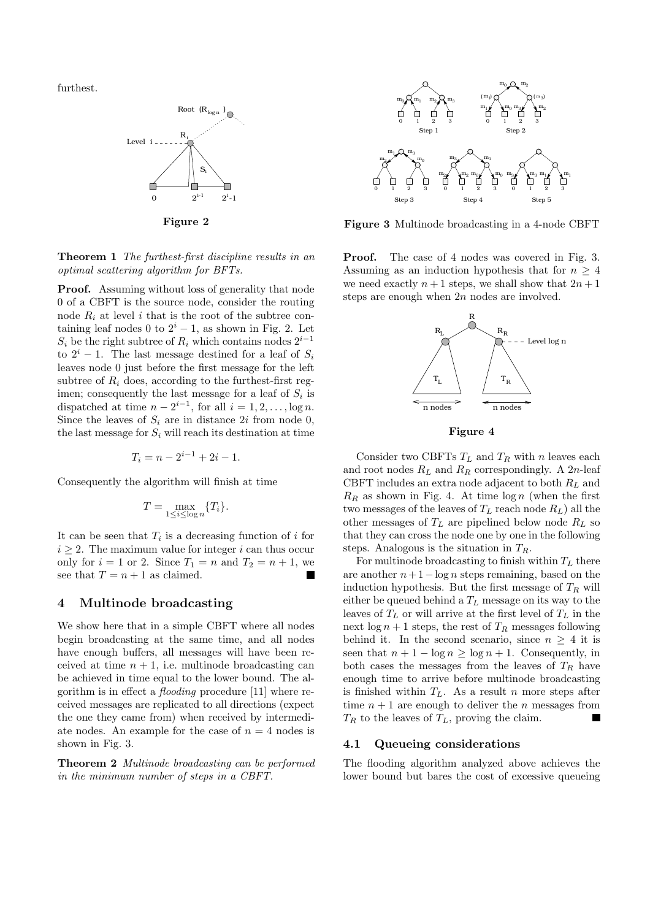furthest.

**Figure 2**

**Theorem 1** *The furthest-first discipline results in an optimal scattering algorithm for BFTs.*

**Proof.** Assuming without loss of generality that node 0 of a CBFT is the source node, consider the routing node $R_i$ at level $i$ that is the root of the subtree containing leaf nodes 0 to $2^i - 1$, as shown in Fig. 2. Let $S_i$ be the right subtree of $R_i$ which contains nodes $2^{i-1}$ to $2^i - 1$. The last message destined for a leaf of $S_i$ leaves node 0 just before the first message for the left subtree of $R_i$ does, according to the furthest-first regimen; consequently the last message for a leaf of $S_i$ is dispatched at time $n - 2^{i-1}$, for all $i = 1, 2, \ldots, \log n$. Since the leaves of $S_i$ are in distance $2i$ from node 0, the last message for $S_i$ will reach its destination at time

$$T_i = n - 2^{i-1} + 2i - 1.$$

Consequently the algorithm will finish at time

$$T = \max_{1 \le i \le \log n} \{T_i\}.$$

It can be seen that $T_i$ is a decreasing function of $i$ for $i \ge 2$. The maximum value for integer $i$ can thus occur only for $i = 1$ or 2. Since $T_1 = n$ and $T_2 = n + 1$, we see that $T = n + 1$ as claimed. ■

## 4 Multinode broadcasting

We show here that in a simple CBFT where all nodes begin broadcasting at the same time, and all nodes have enough buffers, all messages will have been received at time $n + 1$, i.e. multinode broadcasting can be achieved in time equal to the lower bound. The algorithm is in effect a *flooding* procedure [11] where received messages are replicated to all directions (expect the one they came from) when received by intermediate nodes. An example for the case of $n = 4$ nodes is shown in Fig. 3.

**Theorem 2** *Multinode broadcasting can be performed in the minimum number of steps in a CBFT.*

**Figure 3** Multinode broadcasting in a 4-node CBFT

**Proof.** The case of 4 nodes was covered in Fig. 3. Assuming as an induction hypothesis that for $n \ge 4$ we need exactly $n + 1$ steps, we shall show that $2n + 1$ steps are enough when $2n$ nodes are involved.

**Figure 4**

Consider two CBFTs $T_L$ and $T_R$ with $n$ leaves each and root nodes $R_L$ and $R_R$ correspondingly. A $2n$-leaf CBFT includes an extra node adjacent to both $R_L$ and $R_R$ as shown in Fig. 4. At time $\log n$ (when the first two messages of the leaves of $T_L$ reach node $R_L$) all the other messages of $T_L$ are pipelined below node $R_L$ so that they can cross the node one by one in the following steps. Analogous is the situation in $T_R$.

For multinode broadcasting to finish within $T_L$ there are another $n + 1 - \log n$ steps remaining, based on the induction hypothesis. But the first message of $T_R$ will either be queued behind a $T_L$ message on its way to the leaves of $T_L$ or will arrive at the first level of $T_L$ in the next $\log n + 1$ steps, the rest of $T_R$ messages following behind it. In the second scenario, since $n \ge 4$ it is seen that $n + 1 - \log n \ge \log n + 1$. Consequently, in both cases the messages from the leaves of $T_R$ have enough time to arrive before multinode broadcasting is finished within $T_L$. As a result $n$ more steps after time $n + 1$ are enough to deliver the $n$ messages from $T_R$ to the leaves of $T_L$, proving the claim. ■

### 4.1 Queueing considerations

The flooding algorithm analyzed above achieves the lower bound but bares the cost of excessive queueing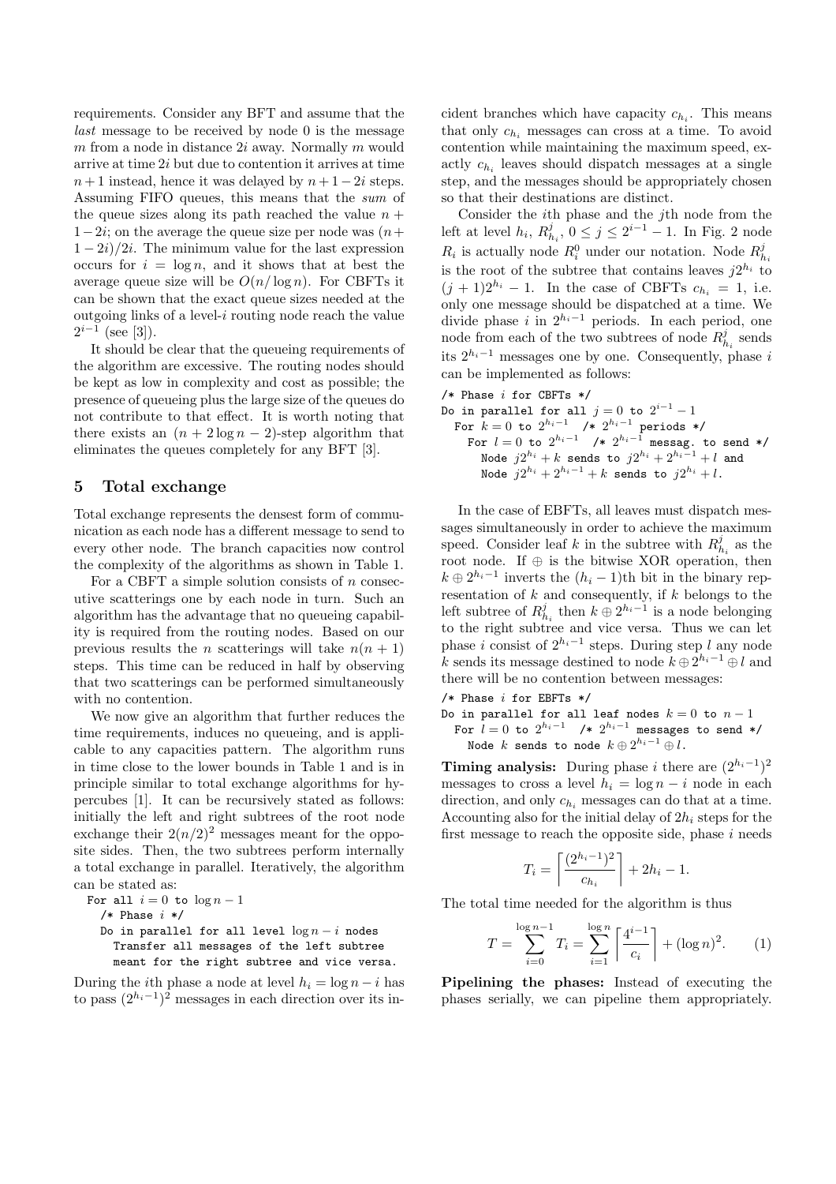requirements. Consider any BFT and assume that the *last* message to be received by node 0 is the message $m$ from a node in distance $2i$ away. Normally $m$ would arrive at time $2i$ but due to contention it arrives at time $n+1$ instead, hence it was delayed by $n+1-2i$ steps. Assuming FIFO queues, this means that the *sum* of the queue sizes along its path reached the value $n+1-2i$; on the average the queue size per node was $(n+1-2i)/2i$. The minimum value for the last expression occurs for $i = \log n$, and it shows that at best the average queue size will be $O(n/\log n)$. For CBFTs it can be shown that the exact queue sizes needed at the outgoing links of a level-$i$ routing node reach the value $2^{i-1}$ (see [3]).

It should be clear that the queueing requirements of the algorithm are excessive. The routing nodes should be kept as low in complexity and cost as possible; the presence of queueing plus the large size of the queues do not contribute to that effect. It is worth noting that there exists an $(n + 2\log n - 2)$-step algorithm that eliminates the queues completely for any BFT [3].

## 5 Total exchange

Total exchange represents the densest form of communication as each node has a different message to send to every other node. The branch capacities now control the complexity of the algorithms as shown in Table 1.

For a CBFT a simple solution consists of $n$ consecutive scatterings one by each node in turn. Such an algorithm has the advantage that no queueing capability is required from the routing nodes. Based on our previous results the $n$ scatterings will take $n(n+1)$ steps. This time can be reduced in half by observing that two scatterings can be performed simultaneously with no contention.

We now give an algorithm that further reduces the time requirements, induces no queueing, and is applicable to any capacities pattern. The algorithm runs in time close to the lower bounds in Table 1 and is in principle similar to total exchange algorithms for hypercubes [1]. It can be recursively stated as follows: initially the left and right subtrees of the root node exchange their $2(n/2)^2$ messages meant for the opposite sides. Then, the two subtrees perform internally a total exchange in parallel. Iteratively, the algorithm can be stated as:

```
For all i = 0 to log n − 1
  /* Phase i */
  Do in parallel for all level log n − i nodes
    Transfer all messages of the left subtree
    meant for the right subtree and vice versa.
```

During the $i$th phase a node at level $h_i = \log n - i$ has to pass $(2^{h_i-1})^2$ messages in each direction over its incident branches which have capacity $c_{h_i}$. This means that only $c_{h_i}$ messages can cross at a time. To avoid contention while maintaining the maximum speed, exactly $c_{h_i}$ leaves should dispatch messages at a single step, and the messages should be appropriately chosen so that their destinations are distinct.

Consider the $i$th phase and the $j$th node from the left at level $h_i$, $R^j_{h_i}$, $0 \le j \le 2^{i-1} - 1$. In Fig. 2 node $R_i$ is actually node $R^0_i$ under our notation. Node $R^j_{h_i}$ is the root of the subtree that contains leaves $j2^{h_i}$ to $(j+1)2^{h_i} - 1$. In the case of CBFTs $c_{h_i} = 1$, i.e. only one message should be dispatched at a time. We divide phase $i$ in $2^{h_i-1}$ periods. In each period, one node from each of the two subtrees of node $R^j_{h_i}$ sends its $2^{h_i-1}$ messages one by one. Consequently, phase $i$ can be implemented as follows:

```
/* Phase i for CBFTs */
Do in parallel for all j = 0 to 2^(i−1) − 1
  For k = 0 to 2^(h_i−1)   /* 2^(h_i−1) periods */
    For l = 0 to 2^(h_i−1)   /* 2^(h_i−1) messag. to send */
      Node j2^(h_i) + k sends to j2^(h_i) + 2^(h_i−1) + l and
      Node j2^(h_i) + 2^(h_i−1) + k sends to j2^(h_i) + l.
```

In the case of EBFTs, all leaves must dispatch messages simultaneously in order to achieve the maximum speed. Consider leaf $k$ in the subtree with $R^j_{h_i}$ as the root node. If $\oplus$ is the bitwise XOR operation, then $k \oplus 2^{h_i-1}$ inverts the $(h_i-1)$th bit in the binary representation of $k$ and consequently, if $k$ belongs to the left subtree of $R^j_{h_i}$ then $k \oplus 2^{h_i-1}$ is a node belonging to the right subtree and vice versa. Thus we can let phase $i$ consist of $2^{h_i-1}$ steps. During step $l$ any node $k$ sends its message destined to node $k \oplus 2^{h_i-1} \oplus l$ and there will be no contention between messages:

```
/* Phase i for EBFTs */
Do in parallel for all leaf nodes k = 0 to n − 1
  For l = 0 to 2^(h_i−1)   /* 2^(h_i−1) messages to send */
    Node k sends to node k ⊕ 2^(h_i−1) ⊕ l.
```

**Timing analysis:** During phase $i$ there are $(2^{h_i-1})^2$ messages to cross a level $h_i = \log n - i$ node in each direction, and only $c_{h_i}$ messages can do that at a time. Accounting also for the initial delay of $2h_i$ steps for the first message to reach the opposite side, phase $i$ needs

$$T_i = \left\lceil \frac{(2^{h_i-1})^2}{c_{h_i}} \right\rceil + 2h_i - 1.$$

The total time needed for the algorithm is thus

$$T = \sum_{i=0}^{\log n - 1} T_i = \sum_{i=1}^{\log n} \left\lceil \frac{4^{i-1}}{c_i} \right\rceil + (\log n)^2. \qquad (1)$$

**Pipelining the phases:** Instead of executing the phases serially, we can pipeline them appropriately.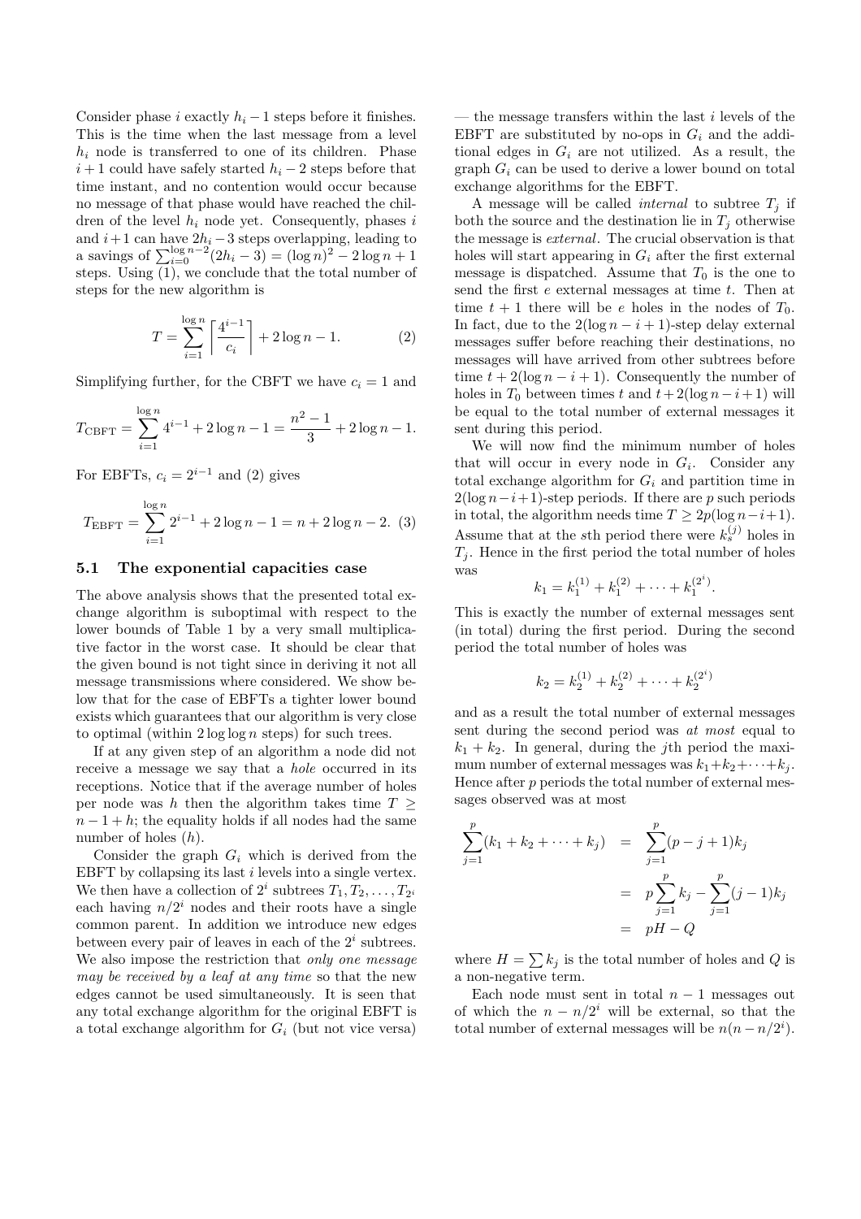Consider phase $i$ exactly $h_i - 1$ steps before it finishes. This is the time when the last message from a level $h_i$ node is transferred to one of its children. Phase $i+1$ could have safely started $h_i - 2$ steps before that time instant, and no contention would occur because no message of that phase would have reached the children of the level $h_i$ node yet. Consequently, phases $i$ and $i+1$ can have $2h_i - 3$ steps overlapping, leading to a savings of $\sum_{i=0}^{\log n - 2}(2h_i - 3) = (\log n)^2 - 2\log n + 1$ steps. Using (1), we conclude that the total number of steps for the new algorithm is

$$T = \sum_{i=1}^{\log n} \left\lceil \frac{4^{i-1}}{c_i} \right\rceil + 2\log n - 1. \tag{2}$$

Simplifying further, for the CBFT we have $c_i = 1$ and

$$T_{\text{CBFT}} = \sum_{i=1}^{\log n} 4^{i-1} + 2\log n - 1 = \frac{n^2 - 1}{3} + 2\log n - 1.$$

For EBFTs, $c_i = 2^{i-1}$ and (2) gives

$$T_{\text{EBFT}} = \sum_{i=1}^{\log n} 2^{i-1} + 2\log n - 1 = n + 2\log n - 2. \tag{3}$$

### 5.1 The exponential capacities case

The above analysis shows that the presented total exchange algorithm is suboptimal with respect to the lower bounds of Table 1 by a very small multiplicative factor in the worst case. It should be clear that the given bound is not tight since in deriving it not all message transmissions where considered. We show below that for the case of EBFTs a tighter lower bound exists which guarantees that our algorithm is very close to optimal (within $2\log\log n$ steps) for such trees.

If at any given step of an algorithm a node did not receive a message we say that a *hole* occurred in its receptions. Notice that if the average number of holes per node was $h$ then the algorithm takes time $T \geq n - 1 + h$; the equality holds if all nodes had the same number of holes ($h$).

Consider the graph $G_i$ which is derived from the EBFT by collapsing its last $i$ levels into a single vertex. We then have a collection of $2^i$ subtrees $T_1, T_2, \ldots, T_{2^i}$ each having $n/2^i$ nodes and their roots have a single common parent. In addition we introduce new edges between every pair of leaves in each of the $2^i$ subtrees. We also impose the restriction that *only one message may be received by a leaf at any time* so that the new edges cannot be used simultaneously. It is seen that any total exchange algorithm for the original EBFT is a total exchange algorithm for $G_i$ (but not vice versa) — the message transfers within the last $i$ levels of the EBFT are substituted by no-ops in $G_i$ and the additional edges in $G_i$ are not utilized. As a result, the graph $G_i$ can be used to derive a lower bound on total exchange algorithms for the EBFT.

A message will be called *internal* to subtree $T_j$ if both the source and the destination lie in $T_j$ otherwise the message is *external*. The crucial observation is that holes will start appearing in $G_i$ after the first external message is dispatched. Assume that $T_0$ is the one to send the first $e$ external messages at time $t$. Then at time $t+1$ there will be $e$ holes in the nodes of $T_0$. In fact, due to the $2(\log n - i + 1)$-step delay external messages suffer before reaching their destinations, no messages will have arrived from other subtrees before time $t + 2(\log n - i + 1)$. Consequently the number of holes in $T_0$ between times $t$ and $t + 2(\log n - i + 1)$ will be equal to the total number of external messages it sent during this period.

We will now find the minimum number of holes that will occur in every node in $G_i$. Consider any total exchange algorithm for $G_i$ and partition time in $2(\log n - i + 1)$-step periods. If there are $p$ such periods in total, the algorithm needs time $T \geq 2p(\log n - i + 1)$. Assume that at the $s$th period there were $k_s^{(j)}$ holes in $T_j$. Hence in the first period the total number of holes was

$$k_1 = k_1^{(1)} + k_1^{(2)} + \cdots + k_1^{(2^i)}.$$

This is exactly the number of external messages sent (in total) during the first period. During the second period the total number of holes was

$$k_2 = k_2^{(1)} + k_2^{(2)} + \cdots + k_2^{(2^i)}$$

and as a result the total number of external messages sent during the second period was *at most* equal to $k_1 + k_2$. In general, during the $j$th period the maximum number of external messages was $k_1 + k_2 + \cdots + k_j$. Hence after $p$ periods the total number of external messages observed was at most

$$\begin{aligned}
\sum_{j=1}^{p}(k_1 + k_2 + \cdots + k_j) &= \sum_{j=1}^{p}(p - j + 1)k_j \\
&= p\sum_{j=1}^{p}k_j - \sum_{j=1}^{p}(j-1)k_j \\
&= pH - Q
\end{aligned}$$

where $H = \sum k_j$ is the total number of holes and $Q$ is a non-negative term.

Each node must sent in total $n - 1$ messages out of which the $n - n/2^i$ will be external, so that the total number of external messages will be $n(n - n/2^i)$.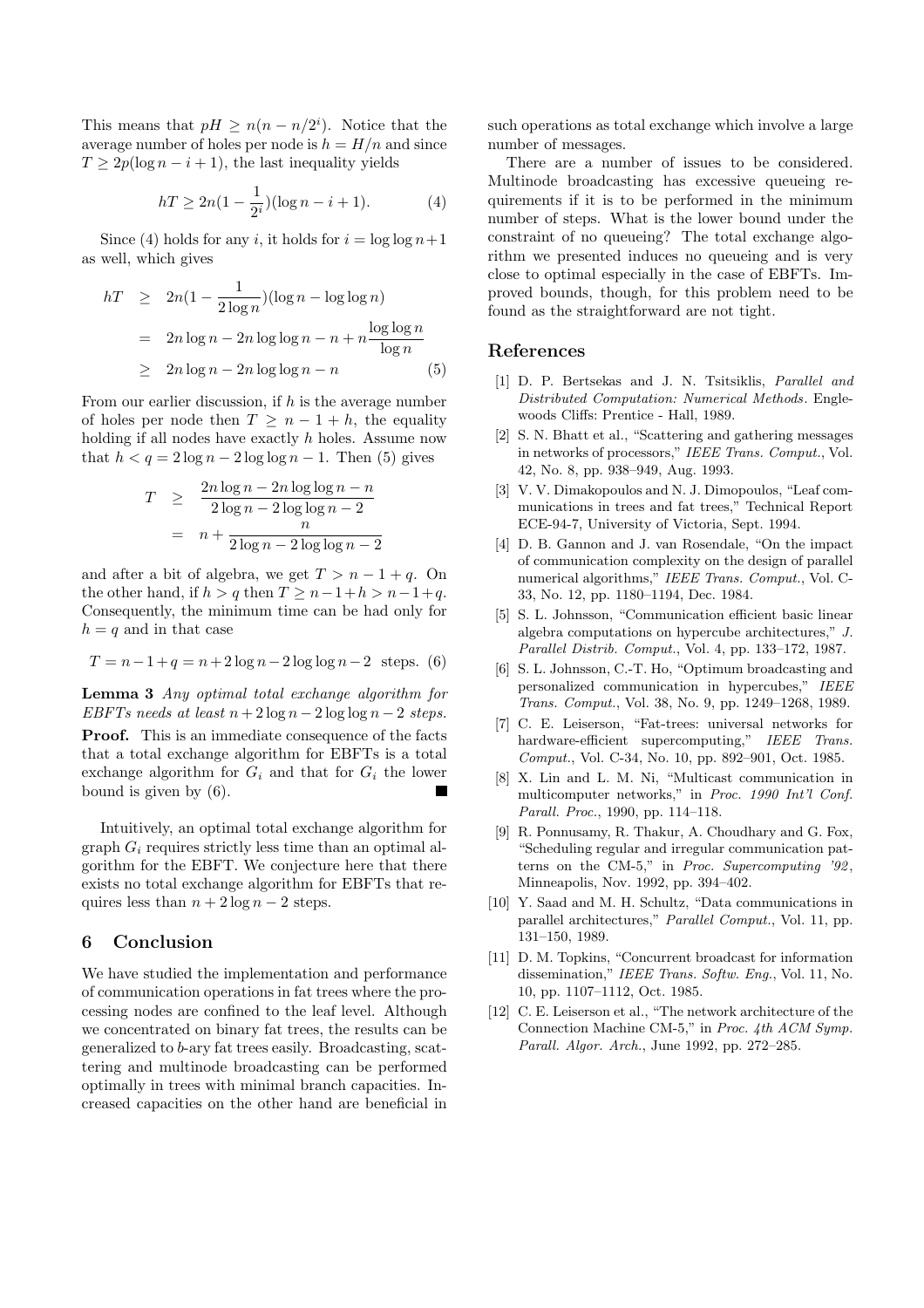This means that $pH \geq n(n - n/2^i)$. Notice that the average number of holes per node is $h = H/n$ and since $T \geq 2p(\log n - i + 1)$, the last inequality yields

$$hT \geq 2n(1 - \frac{1}{2^i})(\log n - i + 1). \quad (4)$$

Since (4) holds for any $i$, it holds for $i = \log\log n + 1$ as well, which gives

$$\begin{aligned} hT &\geq 2n(1 - \frac{1}{2\log n})(\log n - \log\log n) \\ &= 2n\log n - 2n\log\log n - n + n\frac{\log\log n}{\log n} \\ &\geq 2n\log n - 2n\log\log n - n \end{aligned} \quad (5)$$

From our earlier discussion, if $h$ is the average number of holes per node then $T \geq n - 1 + h$, the equality holding if all nodes have exactly $h$ holes. Assume now that $h < q = 2\log n - 2\log\log n - 1$. Then (5) gives

$$\begin{aligned} T &\geq \frac{2n\log n - 2n\log\log n - n}{2\log n - 2\log\log n - 2} \\ &= n + \frac{n}{2\log n - 2\log\log n - 2} \end{aligned}$$

and after a bit of algebra, we get $T > n - 1 + q$. On the other hand, if $h > q$ then $T \geq n - 1 + h > n - 1 + q$. Consequently, the minimum time can be had only for $h = q$ and in that case

$$T = n - 1 + q = n + 2\log n - 2\log\log n - 2 \text{ steps.} \quad (6)$$

**Lemma 3** *Any optimal total exchange algorithm for EBFTs needs at least $n + 2\log n - 2\log\log n - 2$ steps.*

**Proof.** This is an immediate consequence of the facts that a total exchange algorithm for EBFTs is a total exchange algorithm for $G_i$ and that for $G_i$ the lower bound is given by (6). ∎

Intuitively, an optimal total exchange algorithm for graph $G_i$ requires strictly less time than an optimal algorithm for the EBFT. We conjecture here that there exists no total exchange algorithm for EBFTs that requires less than $n + 2\log n - 2$ steps.

## 6 Conclusion

We have studied the implementation and performance of communication operations in fat trees where the processing nodes are confined to the leaf level. Although we concentrated on binary fat trees, the results can be generalized to $b$-ary fat trees easily. Broadcasting, scattering and multinode broadcasting can be performed optimally in trees with minimal branch capacities. Increased capacities on the other hand are beneficial in such operations as total exchange which involve a large number of messages.

There are a number of issues to be considered. Multinode broadcasting has excessive queueing requirements if it is to be performed in the minimum number of steps. What is the lower bound under the constraint of no queueing? The total exchange algorithm we presented induces no queueing and is very close to optimal especially in the case of EBFTs. Improved bounds, though, for this problem need to be found as the straightforward are not tight.

## References

[1] D. P. Bertsekas and J. N. Tsitsiklis, *Parallel and Distributed Computation: Numerical Methods*. Englewoods Cliffs: Prentice - Hall, 1989.

[2] S. N. Bhatt et al., "Scattering and gathering messages in networks of processors," *IEEE Trans. Comput.*, Vol. 42, No. 8, pp. 938–949, Aug. 1993.

[3] V. V. Dimakopoulos and N. J. Dimopoulos, "Leaf communications in trees and fat trees," Technical Report ECE-94-7, University of Victoria, Sept. 1994.

[4] D. B. Gannon and J. van Rosendale, "On the impact of communication complexity on the design of parallel numerical algorithms," *IEEE Trans. Comput.*, Vol. C-33, No. 12, pp. 1180–1194, Dec. 1984.

[5] S. L. Johnsson, "Communication efficient basic linear algebra computations on hypercube architectures," *J. Parallel Distrib. Comput.*, Vol. 4, pp. 133–172, 1987.

[6] S. L. Johnsson, C.-T. Ho, "Optimum broadcasting and personalized communication in hypercubes," *IEEE Trans. Comput.*, Vol. 38, No. 9, pp. 1249–1268, 1989.

[7] C. E. Leiserson, "Fat-trees: universal networks for hardware-efficient supercomputing," *IEEE Trans. Comput.*, Vol. C-34, No. 10, pp. 892–901, Oct. 1985.

[8] X. Lin and L. M. Ni, "Multicast communication in multicomputer networks," in *Proc. 1990 Int'l Conf. Parall. Proc.*, 1990, pp. 114–118.

[9] R. Ponnusamy, R. Thakur, A. Choudhary and G. Fox, "Scheduling regular and irregular communication patterns on the CM-5," in *Proc. Supercomputing '92*, Minneapolis, Nov. 1992, pp. 394–402.

[10] Y. Saad and M. H. Schultz, "Data communications in parallel architectures," *Parallel Comput.*, Vol. 11, pp. 131–150, 1989.

[11] D. M. Topkins, "Concurrent broadcast for information dissemination," *IEEE Trans. Softw. Eng.*, Vol. 11, No. 10, pp. 1107–1112, Oct. 1985.

[12] C. E. Leiserson et al., "The network architecture of the Connection Machine CM-5," in *Proc. 4th ACM Symp. Parall. Algor. Arch.*, June 1992, pp. 272–285.